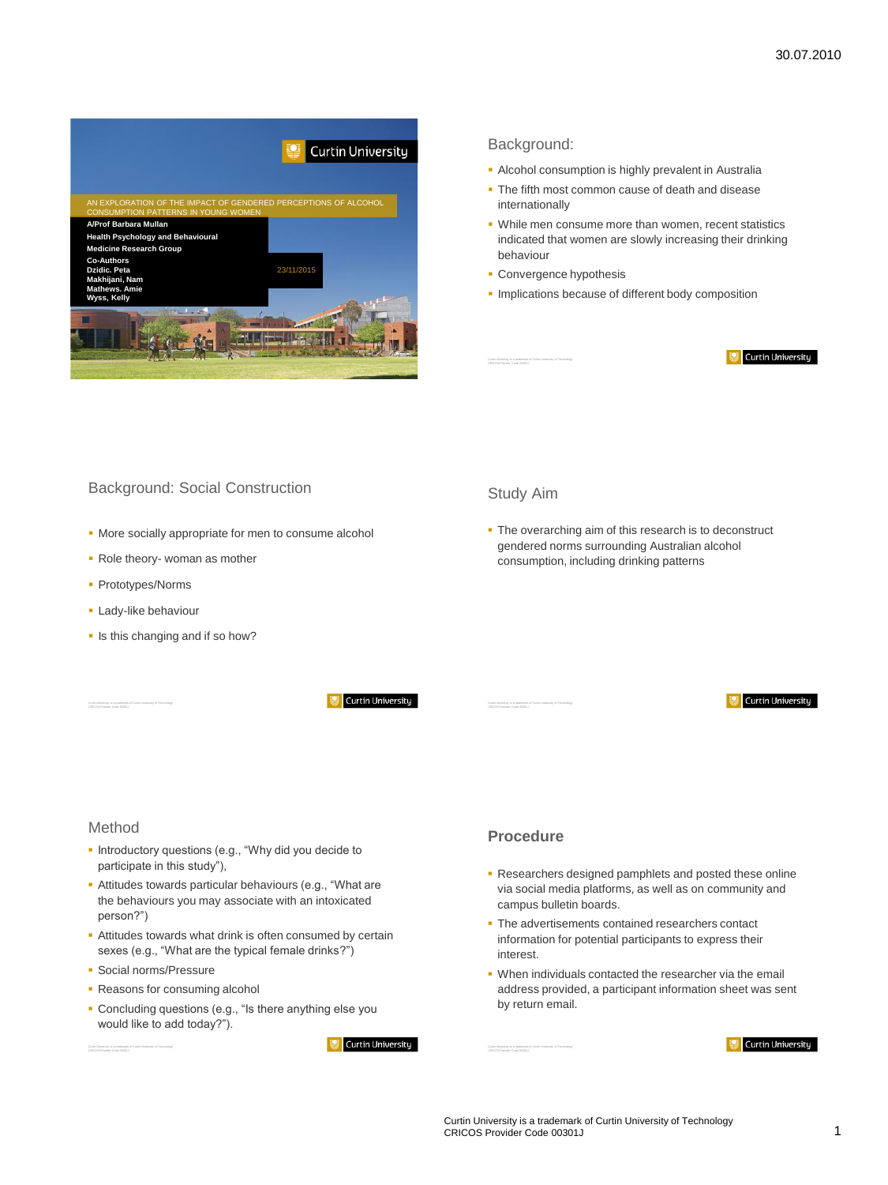# AN EXPLORATION OF THE IMPACT OF GENDERED PERCEPTIONS OF ALCOHOL CONSUMPTION PATTERNS IN YOUNG WOMEN

**A/Prof Barbara Mullan**
**Health Psychology and Behavioural Medicine Research Group**
**Co-Authors**
**Dzidic. Peta**
**Makhijani, Nam**
**Mathews. Amie**
**Wyss, Kelly**

23/11/2015

## Background:

- Alcohol consumption is highly prevalent in Australia
- The fifth most common cause of death and disease internationally
- While men consume more than women, recent statistics indicated that women are slowly increasing their drinking behaviour
- Convergence hypothesis
- Implications because of different body composition

## Background: Social Construction

- More socially appropriate for men to consume alcohol
- Role theory- woman as mother
- Prototypes/Norms
- Lady-like behaviour
- Is this changing and if so how?

## Study Aim

- The overarching aim of this research is to deconstruct gendered norms surrounding Australian alcohol consumption, including drinking patterns

## Method

- Introductory questions (e.g., "Why did you decide to participate in this study"),
- Attitudes towards particular behaviours (e.g., "What are the behaviours you may associate with an intoxicated person?")
- Attitudes towards what drink is often consumed by certain sexes (e.g., "What are the typical female drinks?")
- Social norms/Pressure
- Reasons for consuming alcohol
- Concluding questions (e.g., "Is there anything else you would like to add today?").

## Procedure

- Researchers designed pamphlets and posted these online via social media platforms, as well as on community and campus bulletin boards.
- The advertisements contained researchers contact information for potential participants to express their interest.
- When individuals contacted the researcher via the email address provided, a participant information sheet was sent by return email.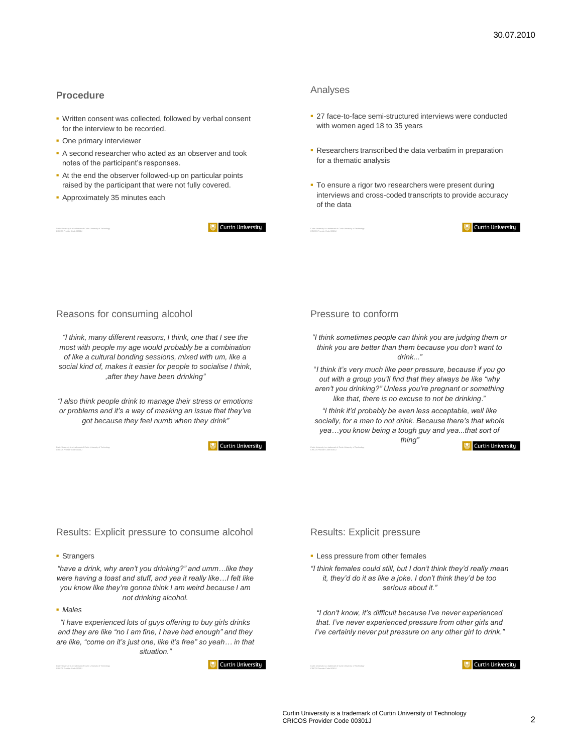## Procedure

- Written consent was collected, followed by verbal consent for the interview to be recorded.
- One primary interviewer
- A second researcher who acted as an observer and took notes of the participant's responses.
- At the end the observer followed-up on particular points raised by the participant that were not fully covered.
- Approximately 35 minutes each

## Analyses

- 27 face-to-face semi-structured interviews were conducted with women aged 18 to 35 years
- Researchers transcribed the data verbatim in preparation for a thematic analysis
- To ensure a rigor two researchers were present during interviews and cross-coded transcripts to provide accuracy of the data

## Reasons for consuming alcohol

*"I think, many different reasons, I think, one that I see the most with people my age would probably be a combination of like a cultural bonding sessions, mixed with um, like a social kind of, makes it easier for people to socialise I think, ‚after they have been drinking"*

*"I also think people drink to manage their stress or emotions or problems and it's a way of masking an issue that they've got because they feel numb when they drink"*

## Pressure to conform

*"I think sometimes people can think you are judging them or think you are better than them because you don't want to drink..."*

*"I think it's very much like peer pressure, because if you go out with a group you'll find that they always be like "why aren't you drinking?" Unless you're pregnant or something like that, there is no excuse to not be drinking."*

*"I think it'd probably be even less acceptable, well like socially, for a man to not drink. Because there's that whole yea…you know being a tough guy and yea...that sort of thing"*

## Results: Explicit pressure to consume alcohol

- Strangers

*"have a drink, why aren't you drinking?" and umm…like they were having a toast and stuff, and yea it really like…I felt like you know like they're gonna think I am weird because I am not drinking alcohol.*

- *Males*

*"I have experienced lots of guys offering to buy girls drinks and they are like "no I am fine, I have had enough" and they are like, "come on it's just one, like it's free" so yeah… in that situation."*

## Results: Explicit pressure

- Less pressure from other females

*"I think females could still, but I don't think they'd really mean it, they'd do it as like a joke. I don't think they'd be too serious about it."*

*"I don't know, it's difficult because I've never experienced that. I've never experienced pressure from other girls and I've certainly never put pressure on any other girl to drink."*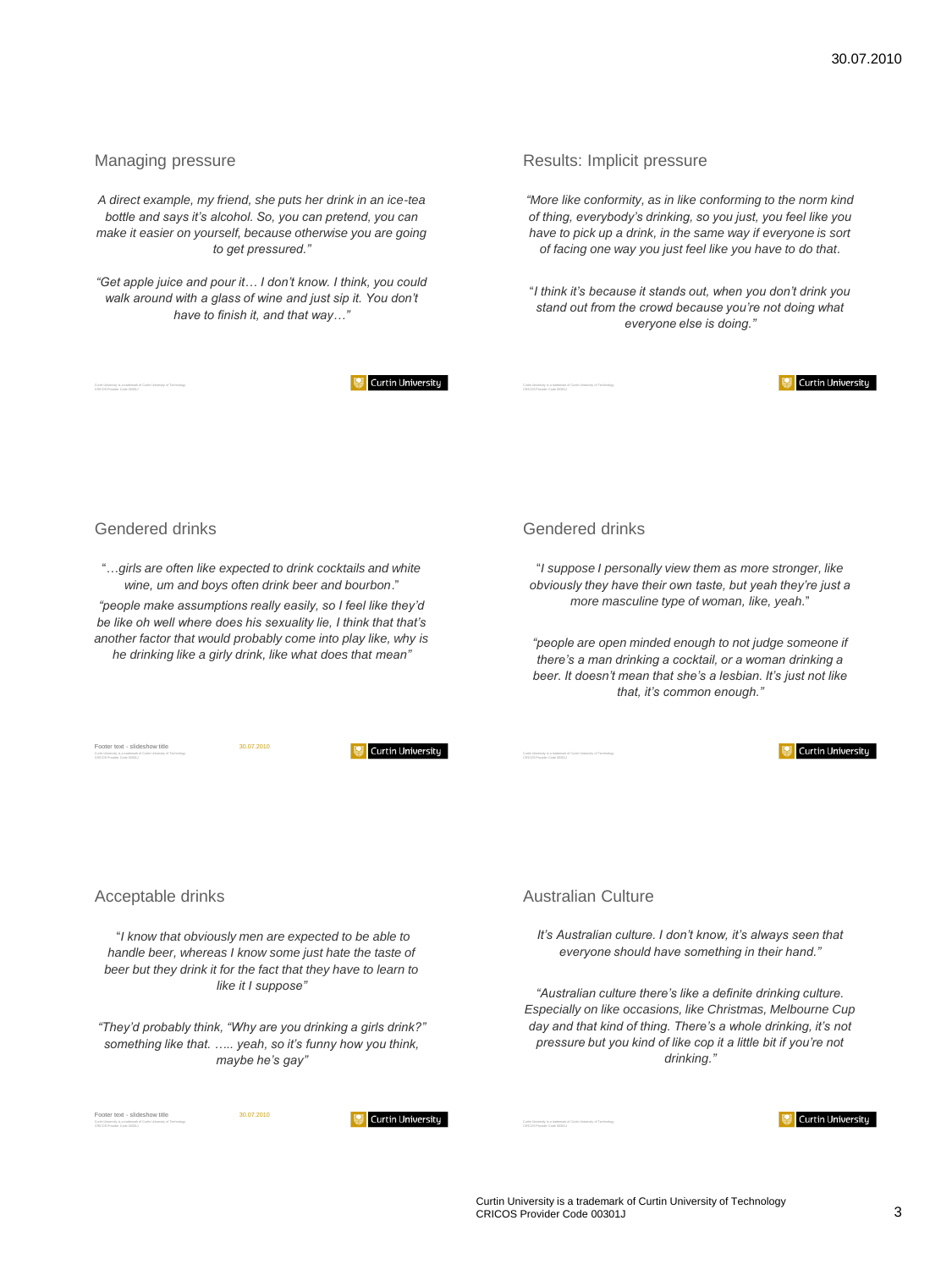## Managing pressure

*A direct example, my friend, she puts her drink in an ice-tea bottle and says it's alcohol. So, you can pretend, you can make it easier on yourself, because otherwise you are going to get pressured."*

*"Get apple juice and pour it… I don't know. I think, you could walk around with a glass of wine and just sip it. You don't have to finish it, and that way…"*

## Results: Implicit pressure

*"More like conformity, as in like conforming to the norm kind of thing, everybody's drinking, so you just, you feel like you have to pick up a drink, in the same way if everyone is sort of facing one way you just feel like you have to do that.*

"*I think it's because it stands out, when you don't drink you stand out from the crowd because you're not doing what everyone else is doing."*

## Gendered drinks

"*…girls are often like expected to drink cocktails and white wine, um and boys often drink beer and bourbon*."

*"people make assumptions really easily, so I feel like they'd be like oh well where does his sexuality lie, I think that that's another factor that would probably come into play like, why is he drinking like a girly drink, like what does that mean"*

## Gendered drinks

"*I suppose I personally view them as more stronger, like obviously they have their own taste, but yeah they're just a more masculine type of woman, like, yeah.*"

*"people are open minded enough to not judge someone if there's a man drinking a cocktail, or a woman drinking a beer. It doesn't mean that she's a lesbian. It's just not like that, it's common enough."*

## Acceptable drinks

"*I know that obviously men are expected to be able to handle beer, whereas I know some just hate the taste of beer but they drink it for the fact that they have to learn to like it I suppose"*

*"They'd probably think, "Why are you drinking a girls drink?" something like that. ….. yeah, so it's funny how you think, maybe he's gay"*

## Australian Culture

*It's Australian culture. I don't know, it's always seen that everyone should have something in their hand."*

*"Australian culture there's like a definite drinking culture. Especially on like occasions, like Christmas, Melbourne Cup day and that kind of thing. There's a whole drinking, it's not pressure but you kind of like cop it a little bit if you're not drinking."*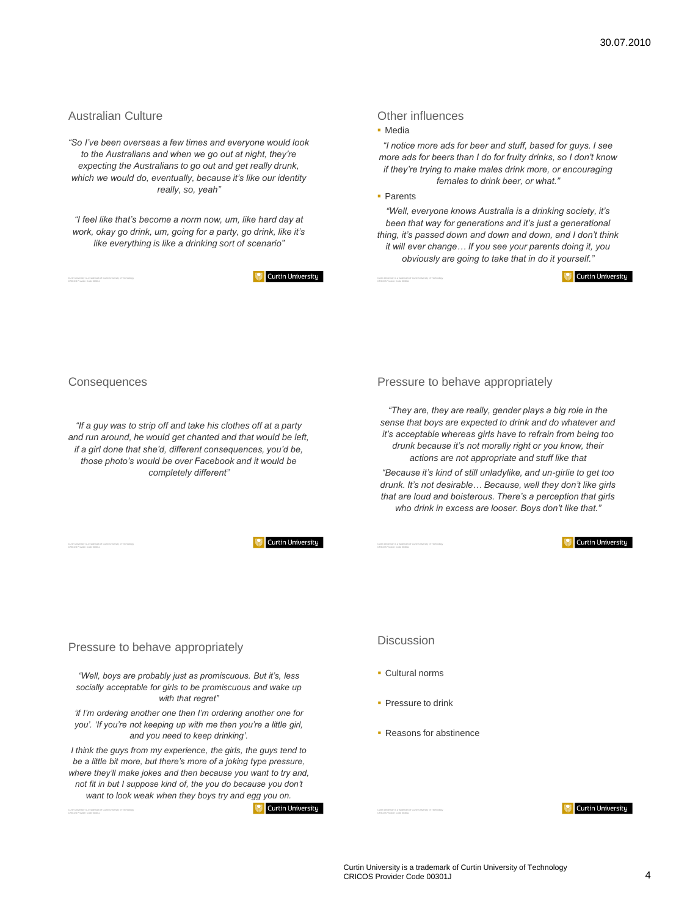## Australian Culture

*"So I've been overseas a few times and everyone would look to the Australians and when we go out at night, they're expecting the Australians to go out and get really drunk, which we would do, eventually, because it's like our identity really, so, yeah"*

*"I feel like that's become a norm now, um, like hard day at work, okay go drink, um, going for a party, go drink, like it's like everything is like a drinking sort of scenario"*

## Other influences

- Media

*"I notice more ads for beer and stuff, based for guys. I see more ads for beers than I do for fruity drinks, so I don't know if they're trying to make males drink more, or encouraging females to drink beer, or what."*

- Parents

*"Well, everyone knows Australia is a drinking society, it's been that way for generations and it's just a generational thing, it's passed down and down and down, and I don't think it will ever change… If you see your parents doing it, you obviously are going to take that in do it yourself."*

## Consequences

*"If a guy was to strip off and take his clothes off at a party and run around, he would get chanted and that would be left, if a girl done that she'd, different consequences, you'd be, those photo's would be over Facebook and it would be completely different"*

## Pressure to behave appropriately

*"They are, they are really, gender plays a big role in the sense that boys are expected to drink and do whatever and it's acceptable whereas girls have to refrain from being too drunk because it's not morally right or you know, their actions are not appropriate and stuff like that*

*"Because it's kind of still unladylike, and un-girlie to get too drunk. It's not desirable… Because, well they don't like girls that are loud and boisterous. There's a perception that girls who drink in excess are looser. Boys don't like that."*

## Pressure to behave appropriately

*"Well, boys are probably just as promiscuous. But it's, less socially acceptable for girls to be promiscuous and wake up with that regret"*

*'if I'm ordering another one then I'm ordering another one for you'. 'If you're not keeping up with me then you're a little girl, and you need to keep drinking'.*

*I think the guys from my experience, the girls, the guys tend to be a little bit more, but there's more of a joking type pressure, where they'll make jokes and then because you want to try and, not fit in but I suppose kind of, the you do because you don't want to look weak when they boys try and egg you on.*

## Discussion

- Cultural norms
- Pressure to drink
- Reasons for abstinence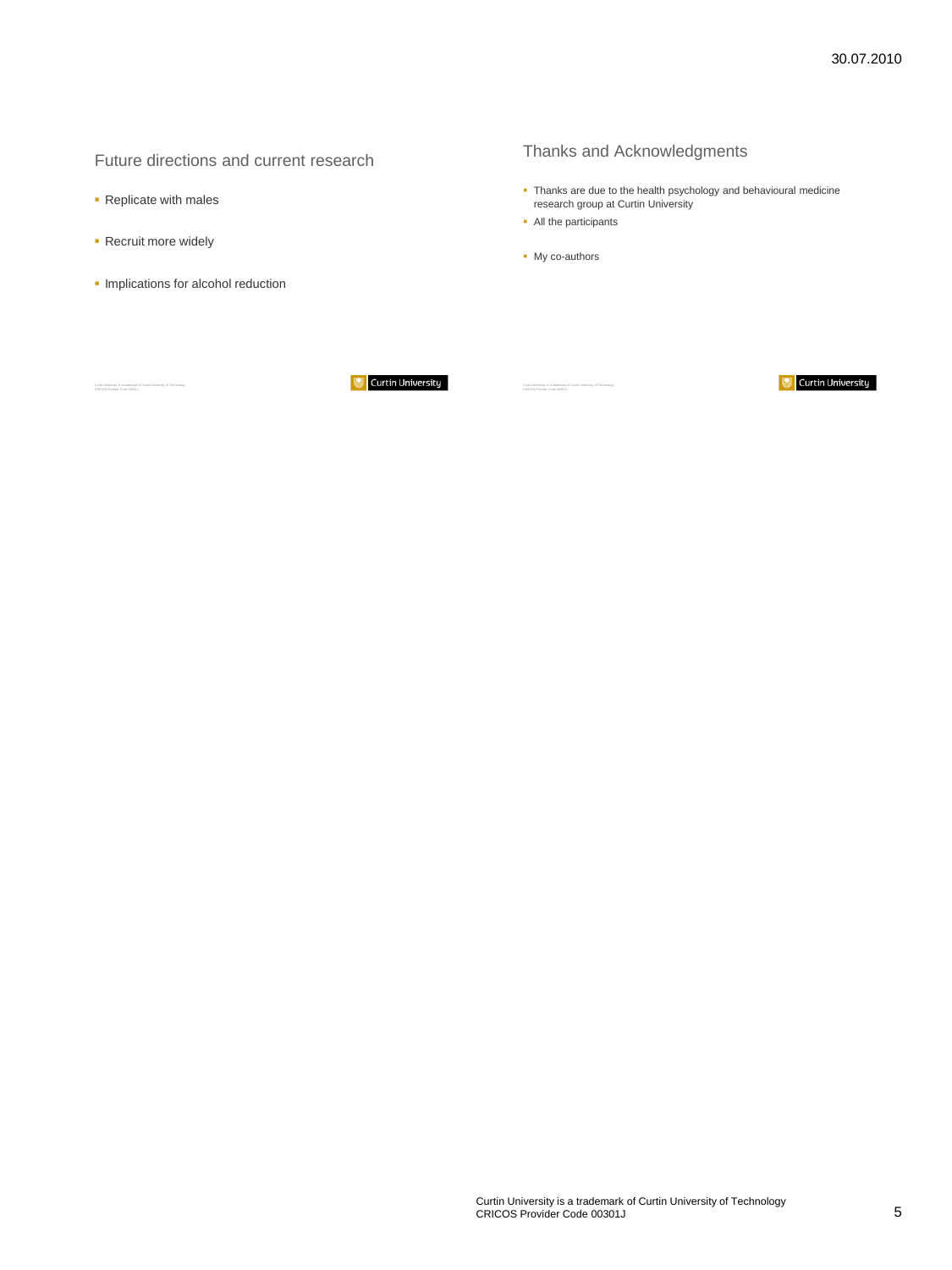## Future directions and current research

- Replicate with males
- Recruit more widely
- Implications for alcohol reduction

## Thanks and Acknowledgments

- Thanks are due to the health psychology and behavioural medicine research group at Curtin University
- All the participants
- My co-authors